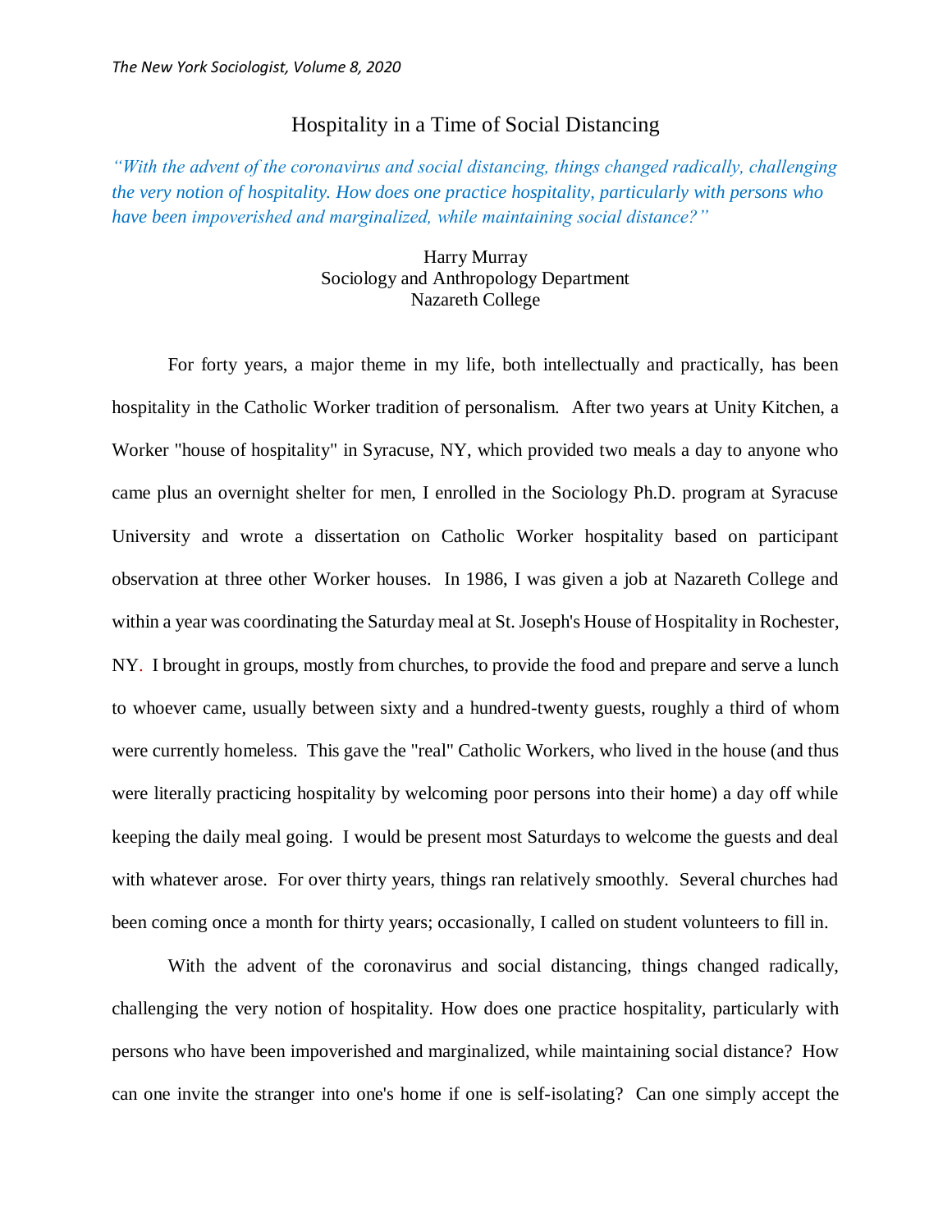# Hospitality in a Time of Social Distancing

*"With the advent of the coronavirus and social distancing, things changed radically, challenging the very notion of hospitality. How does one practice hospitality, particularly with persons who have been impoverished and marginalized, while maintaining social distance?"*

Harry Murray
Sociology and Anthropology Department
Nazareth College

For forty years, a major theme in my life, both intellectually and practically, has been hospitality in the Catholic Worker tradition of personalism. After two years at Unity Kitchen, a Worker "house of hospitality" in Syracuse, NY, which provided two meals a day to anyone who came plus an overnight shelter for men, I enrolled in the Sociology Ph.D. program at Syracuse University and wrote a dissertation on Catholic Worker hospitality based on participant observation at three other Worker houses. In 1986, I was given a job at Nazareth College and within a year was coordinating the Saturday meal at St. Joseph's House of Hospitality in Rochester, NY. I brought in groups, mostly from churches, to provide the food and prepare and serve a lunch to whoever came, usually between sixty and a hundred-twenty guests, roughly a third of whom were currently homeless. This gave the "real" Catholic Workers, who lived in the house (and thus were literally practicing hospitality by welcoming poor persons into their home) a day off while keeping the daily meal going. I would be present most Saturdays to welcome the guests and deal with whatever arose. For over thirty years, things ran relatively smoothly. Several churches had been coming once a month for thirty years; occasionally, I called on student volunteers to fill in.

With the advent of the coronavirus and social distancing, things changed radically, challenging the very notion of hospitality. How does one practice hospitality, particularly with persons who have been impoverished and marginalized, while maintaining social distance? How can one invite the stranger into one's home if one is self-isolating? Can one simply accept the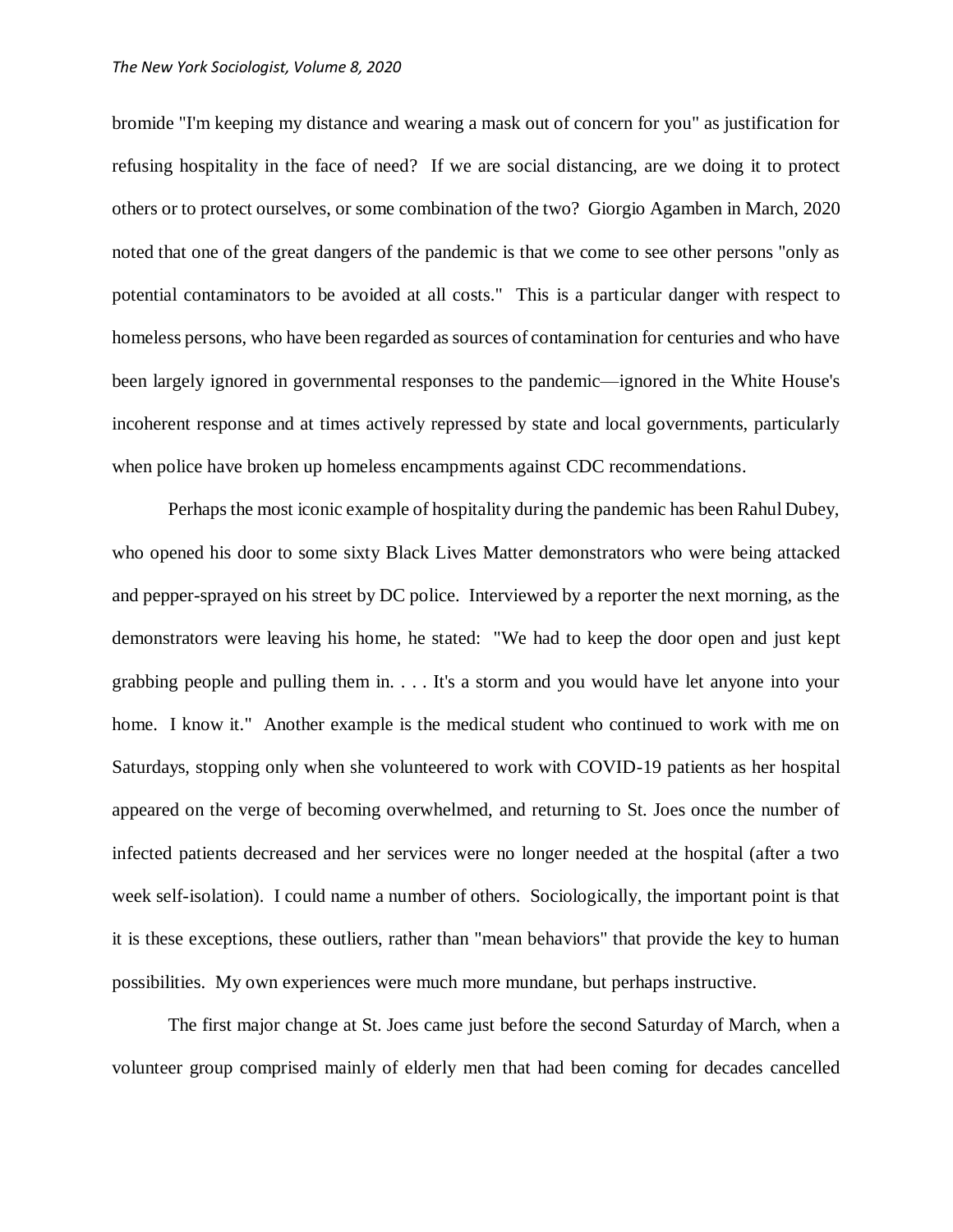bromide "I'm keeping my distance and wearing a mask out of concern for you" as justification for refusing hospitality in the face of need? If we are social distancing, are we doing it to protect others or to protect ourselves, or some combination of the two? Giorgio Agamben in March, 2020 noted that one of the great dangers of the pandemic is that we come to see other persons "only as potential contaminators to be avoided at all costs." This is a particular danger with respect to homeless persons, who have been regarded as sources of contamination for centuries and who have been largely ignored in governmental responses to the pandemic—ignored in the White House's incoherent response and at times actively repressed by state and local governments, particularly when police have broken up homeless encampments against CDC recommendations.

Perhaps the most iconic example of hospitality during the pandemic has been Rahul Dubey, who opened his door to some sixty Black Lives Matter demonstrators who were being attacked and pepper-sprayed on his street by DC police. Interviewed by a reporter the next morning, as the demonstrators were leaving his home, he stated: "We had to keep the door open and just kept grabbing people and pulling them in. . . . It's a storm and you would have let anyone into your home. I know it." Another example is the medical student who continued to work with me on Saturdays, stopping only when she volunteered to work with COVID-19 patients as her hospital appeared on the verge of becoming overwhelmed, and returning to St. Joes once the number of infected patients decreased and her services were no longer needed at the hospital (after a two week self-isolation). I could name a number of others. Sociologically, the important point is that it is these exceptions, these outliers, rather than "mean behaviors" that provide the key to human possibilities. My own experiences were much more mundane, but perhaps instructive.

The first major change at St. Joes came just before the second Saturday of March, when a volunteer group comprised mainly of elderly men that had been coming for decades cancelled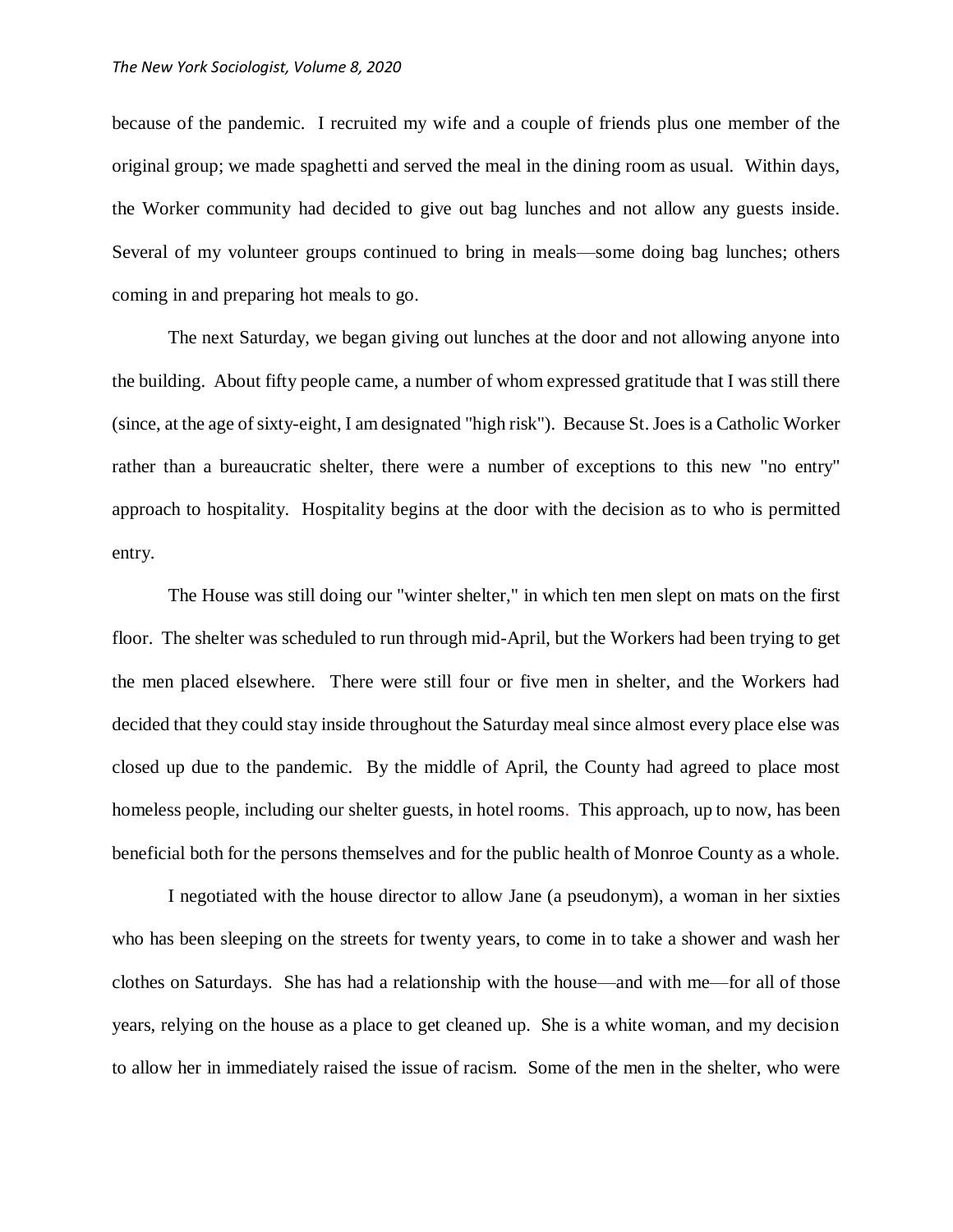because of the pandemic. I recruited my wife and a couple of friends plus one member of the original group; we made spaghetti and served the meal in the dining room as usual. Within days, the Worker community had decided to give out bag lunches and not allow any guests inside. Several of my volunteer groups continued to bring in meals—some doing bag lunches; others coming in and preparing hot meals to go.

The next Saturday, we began giving out lunches at the door and not allowing anyone into the building. About fifty people came, a number of whom expressed gratitude that I was still there (since, at the age of sixty-eight, I am designated "high risk"). Because St. Joes is a Catholic Worker rather than a bureaucratic shelter, there were a number of exceptions to this new "no entry" approach to hospitality. Hospitality begins at the door with the decision as to who is permitted entry.

The House was still doing our "winter shelter," in which ten men slept on mats on the first floor. The shelter was scheduled to run through mid-April, but the Workers had been trying to get the men placed elsewhere. There were still four or five men in shelter, and the Workers had decided that they could stay inside throughout the Saturday meal since almost every place else was closed up due to the pandemic. By the middle of April, the County had agreed to place most homeless people, including our shelter guests, in hotel rooms. This approach, up to now, has been beneficial both for the persons themselves and for the public health of Monroe County as a whole.

I negotiated with the house director to allow Jane (a pseudonym), a woman in her sixties who has been sleeping on the streets for twenty years, to come in to take a shower and wash her clothes on Saturdays. She has had a relationship with the house—and with me—for all of those years, relying on the house as a place to get cleaned up. She is a white woman, and my decision to allow her in immediately raised the issue of racism. Some of the men in the shelter, who were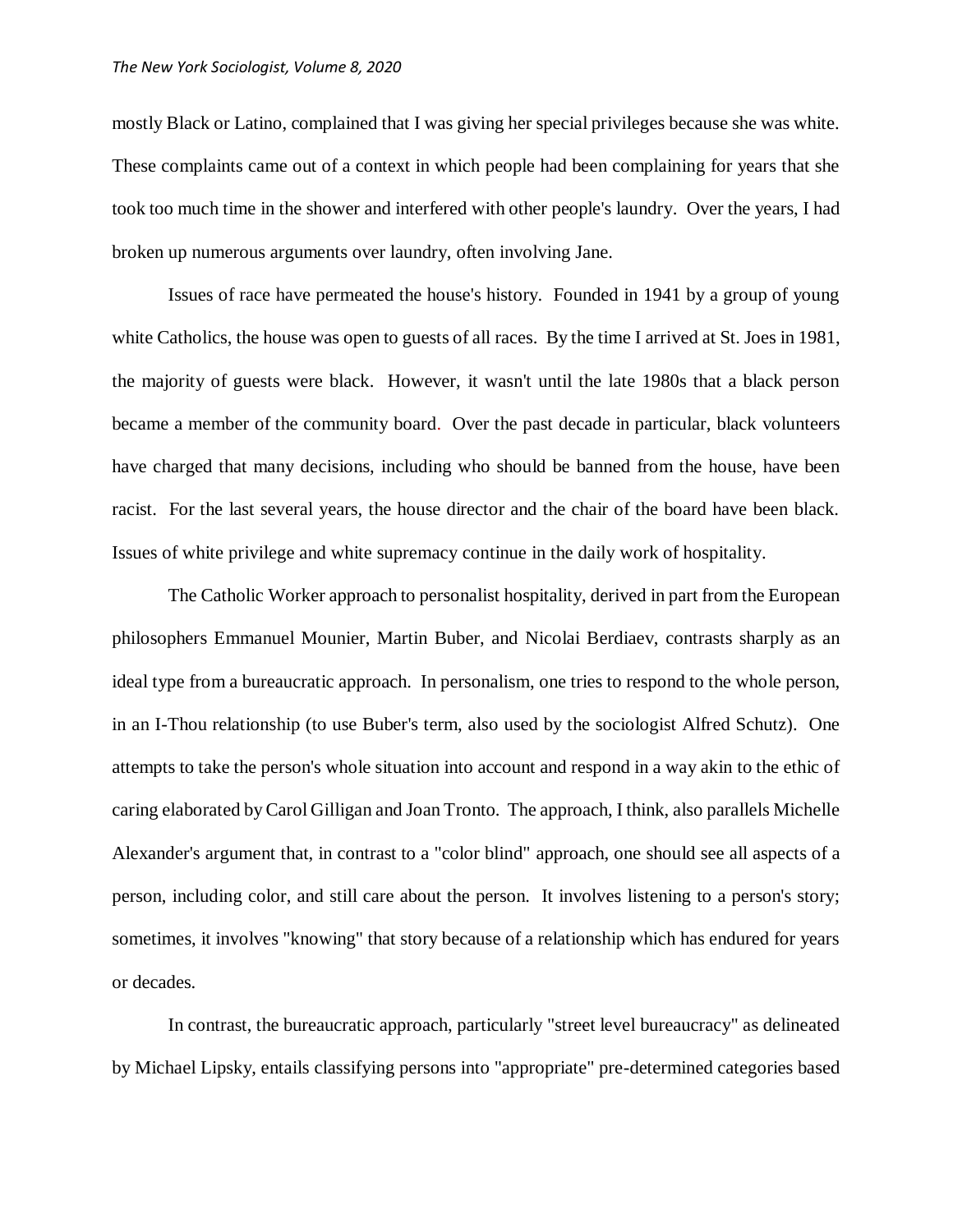mostly Black or Latino, complained that I was giving her special privileges because she was white. These complaints came out of a context in which people had been complaining for years that she took too much time in the shower and interfered with other people's laundry. Over the years, I had broken up numerous arguments over laundry, often involving Jane.

Issues of race have permeated the house's history. Founded in 1941 by a group of young white Catholics, the house was open to guests of all races. By the time I arrived at St. Joes in 1981, the majority of guests were black. However, it wasn't until the late 1980s that a black person became a member of the community board. Over the past decade in particular, black volunteers have charged that many decisions, including who should be banned from the house, have been racist. For the last several years, the house director and the chair of the board have been black. Issues of white privilege and white supremacy continue in the daily work of hospitality.

The Catholic Worker approach to personalist hospitality, derived in part from the European philosophers Emmanuel Mounier, Martin Buber, and Nicolai Berdiaev, contrasts sharply as an ideal type from a bureaucratic approach. In personalism, one tries to respond to the whole person, in an I-Thou relationship (to use Buber's term, also used by the sociologist Alfred Schutz). One attempts to take the person's whole situation into account and respond in a way akin to the ethic of caring elaborated by Carol Gilligan and Joan Tronto. The approach, I think, also parallels Michelle Alexander's argument that, in contrast to a "color blind" approach, one should see all aspects of a person, including color, and still care about the person. It involves listening to a person's story; sometimes, it involves "knowing" that story because of a relationship which has endured for years or decades.

In contrast, the bureaucratic approach, particularly "street level bureaucracy" as delineated by Michael Lipsky, entails classifying persons into "appropriate" pre-determined categories based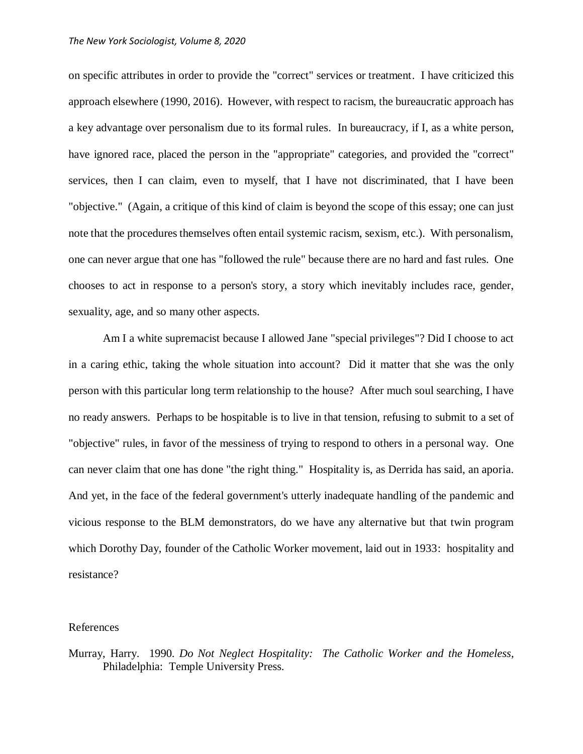on specific attributes in order to provide the "correct" services or treatment. I have criticized this approach elsewhere (1990, 2016). However, with respect to racism, the bureaucratic approach has a key advantage over personalism due to its formal rules. In bureaucracy, if I, as a white person, have ignored race, placed the person in the "appropriate" categories, and provided the "correct" services, then I can claim, even to myself, that I have not discriminated, that I have been "objective." (Again, a critique of this kind of claim is beyond the scope of this essay; one can just note that the procedures themselves often entail systemic racism, sexism, etc.). With personalism, one can never argue that one has "followed the rule" because there are no hard and fast rules. One chooses to act in response to a person's story, a story which inevitably includes race, gender, sexuality, age, and so many other aspects.

Am I a white supremacist because I allowed Jane "special privileges"? Did I choose to act in a caring ethic, taking the whole situation into account? Did it matter that she was the only person with this particular long term relationship to the house? After much soul searching, I have no ready answers. Perhaps to be hospitable is to live in that tension, refusing to submit to a set of "objective" rules, in favor of the messiness of trying to respond to others in a personal way. One can never claim that one has done "the right thing." Hospitality is, as Derrida has said, an aporia. And yet, in the face of the federal government's utterly inadequate handling of the pandemic and vicious response to the BLM demonstrators, do we have any alternative but that twin program which Dorothy Day, founder of the Catholic Worker movement, laid out in 1933: hospitality and resistance?

## References

Murray, Harry. 1990. *Do Not Neglect Hospitality: The Catholic Worker and the Homeless*, Philadelphia: Temple University Press.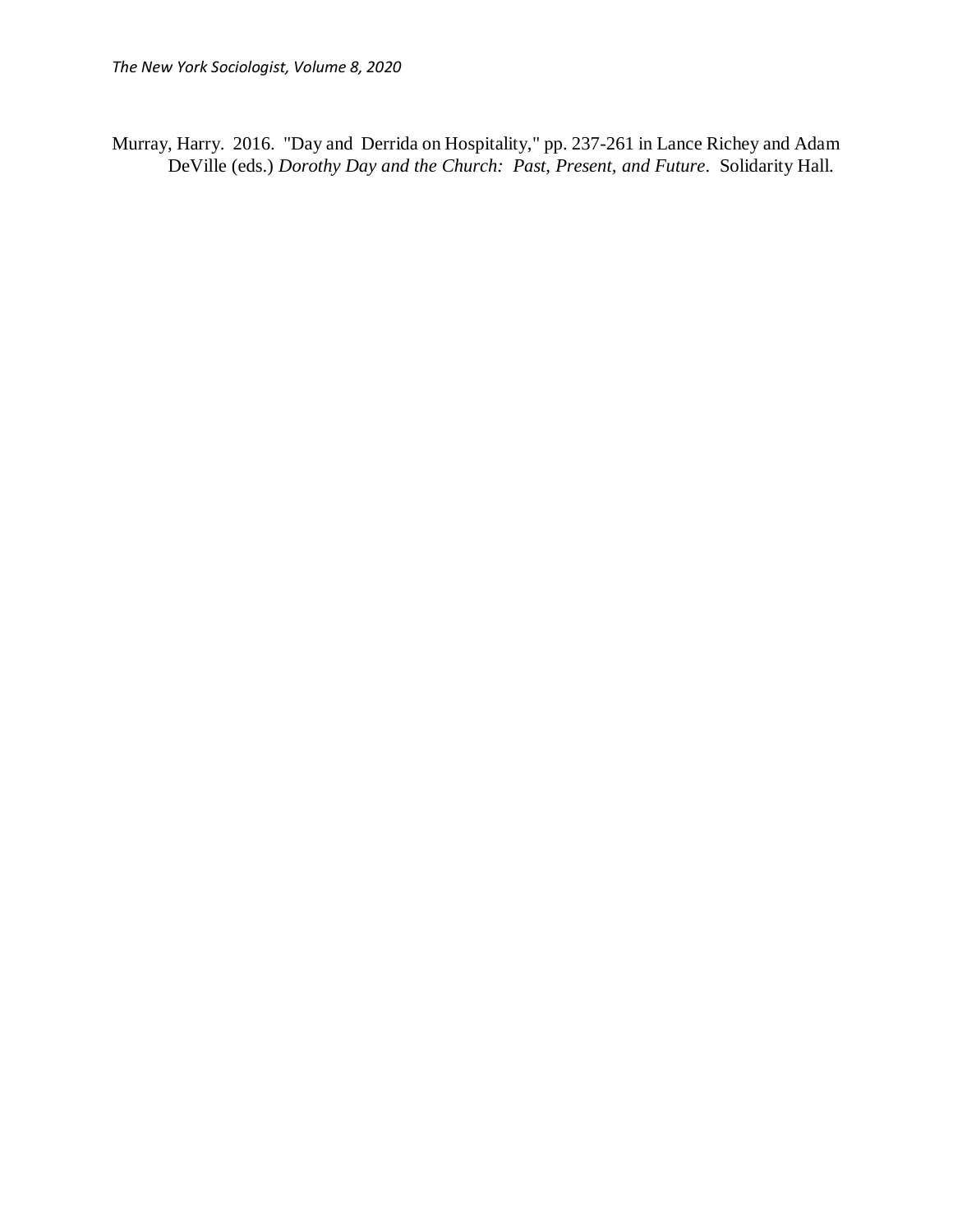Murray, Harry. 2016. "Day and Derrida on Hospitality," pp. 237-261 in Lance Richey and Adam DeVille (eds.) *Dorothy Day and the Church: Past, Present, and Future*. Solidarity Hall.